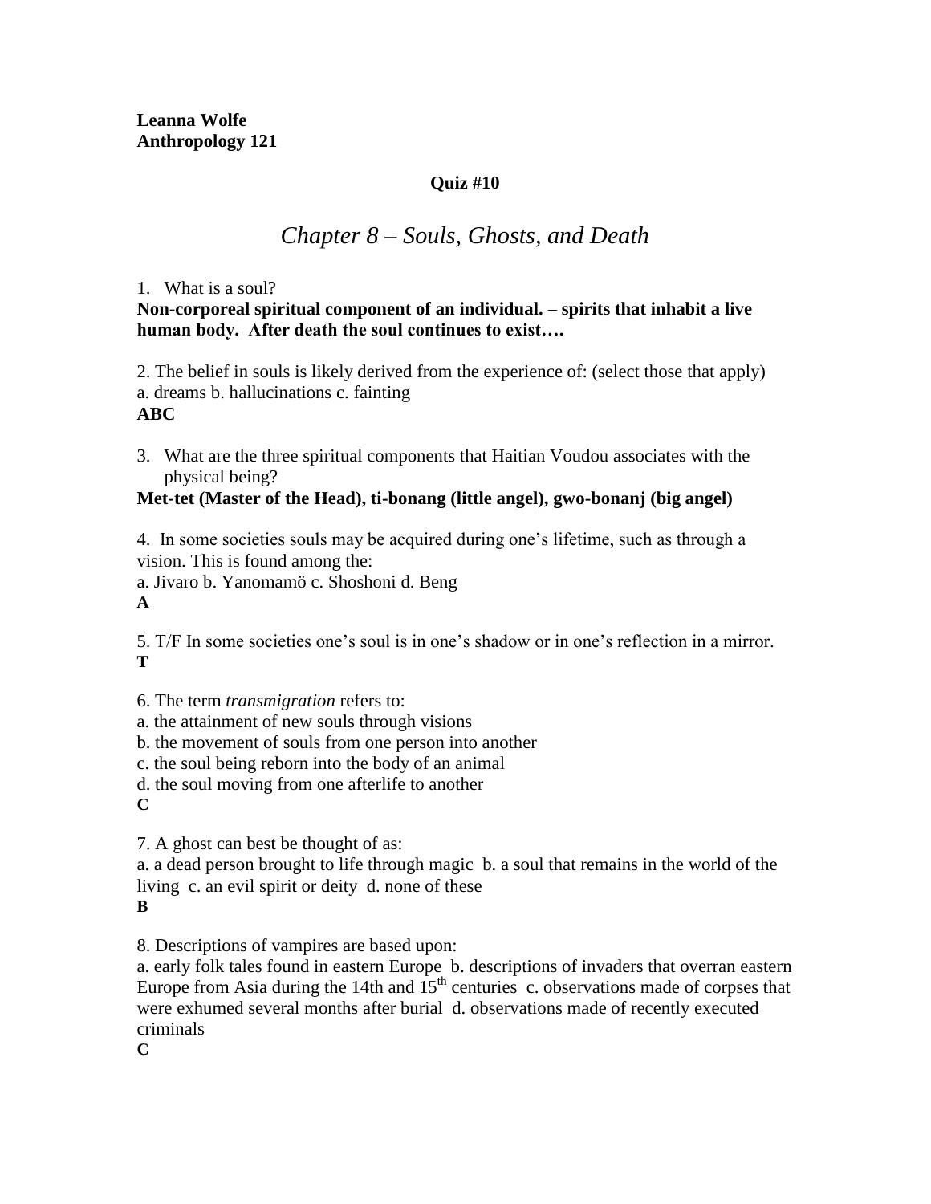**Leanna Wolfe**
**Anthropology 121**

**Quiz #10**

# *Chapter 8 – Souls, Ghosts, and Death*

1. What is a soul?

**Non-corporeal spiritual component of an individual. – spirits that inhabit a live human body. After death the soul continues to exist….**

2. The belief in souls is likely derived from the experience of: (select those that apply)
a. dreams b. hallucinations c. fainting
**ABC**

3. What are the three spiritual components that Haitian Voudou associates with the physical being?

**Met-tet (Master of the Head), ti-bonang (little angel), gwo-bonanj (big angel)**

4. In some societies souls may be acquired during one's lifetime, such as through a vision. This is found among the:
a. Jivaro b. Yanomamö c. Shoshoni d. Beng
**A**

5. T/F In some societies one's soul is in one's shadow or in one's reflection in a mirror.
**T**

6. The term *transmigration* refers to:
a. the attainment of new souls through visions
b. the movement of souls from one person into another
c. the soul being reborn into the body of an animal
d. the soul moving from one afterlife to another
**C**

7. A ghost can best be thought of as:
a. a dead person brought to life through magic b. a soul that remains in the world of the living c. an evil spirit or deity d. none of these
**B**

8. Descriptions of vampires are based upon:
a. early folk tales found in eastern Europe b. descriptions of invaders that overran eastern Europe from Asia during the 14th and 15th centuries c. observations made of corpses that were exhumed several months after burial d. observations made of recently executed criminals
**C**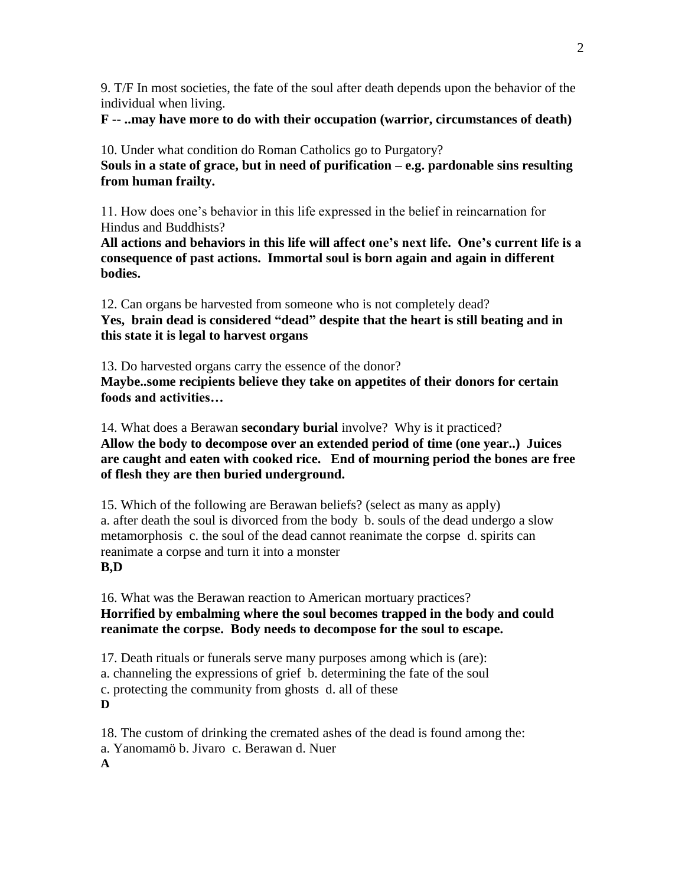9. T/F In most societies, the fate of the soul after death depends upon the behavior of the individual when living.
**F -- ..may have more to do with their occupation (warrior, circumstances of death)**

10. Under what condition do Roman Catholics go to Purgatory?
**Souls in a state of grace, but in need of purification – e.g. pardonable sins resulting from human frailty.**

11. How does one's behavior in this life expressed in the belief in reincarnation for Hindus and Buddhists?
**All actions and behaviors in this life will affect one's next life. One's current life is a consequence of past actions. Immortal soul is born again and again in different bodies.**

12. Can organs be harvested from someone who is not completely dead?
**Yes, brain dead is considered "dead" despite that the heart is still beating and in this state it is legal to harvest organs**

13. Do harvested organs carry the essence of the donor?
**Maybe..some recipients believe they take on appetites of their donors for certain foods and activities…**

14. What does a Berawan **secondary burial** involve? Why is it practiced?
**Allow the body to decompose over an extended period of time (one year..) Juices are caught and eaten with cooked rice. End of mourning period the bones are free of flesh they are then buried underground.**

15. Which of the following are Berawan beliefs? (select as many as apply)
a. after death the soul is divorced from the body b. souls of the dead undergo a slow metamorphosis c. the soul of the dead cannot reanimate the corpse d. spirits can reanimate a corpse and turn it into a monster
**B,D**

16. What was the Berawan reaction to American mortuary practices?
**Horrified by embalming where the soul becomes trapped in the body and could reanimate the corpse. Body needs to decompose for the soul to escape.**

17. Death rituals or funerals serve many purposes among which is (are):
a. channeling the expressions of grief b. determining the fate of the soul
c. protecting the community from ghosts d. all of these
**D**

18. The custom of drinking the cremated ashes of the dead is found among the:
a. Yanomamö b. Jivaro c. Berawan d. Nuer
**A**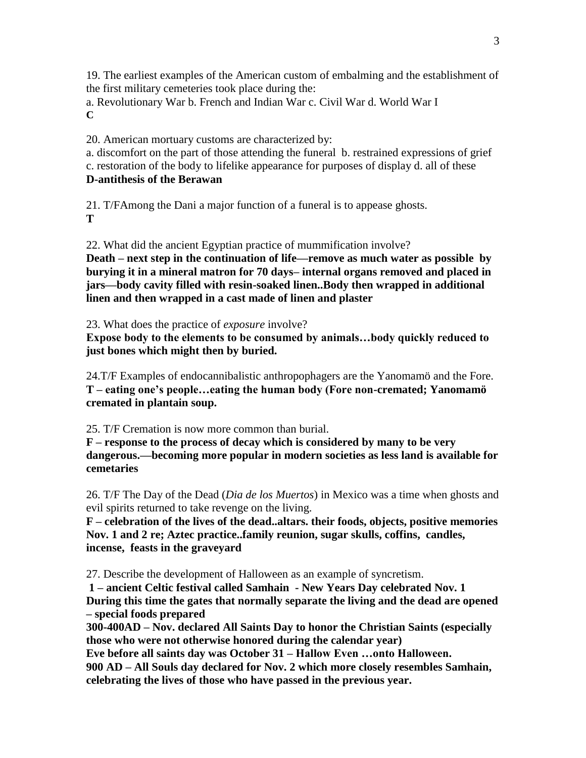19. The earliest examples of the American custom of embalming and the establishment of the first military cemeteries took place during the:
a. Revolutionary War b. French and Indian War c. Civil War d. World War I
**C**

20. American mortuary customs are characterized by:
a. discomfort on the part of those attending the funeral b. restrained expressions of grief c. restoration of the body to lifelike appearance for purposes of display d. all of these
**D-antithesis of the Berawan**

21. T/FAmong the Dani a major function of a funeral is to appease ghosts.
**T**

22. What did the ancient Egyptian practice of mummification involve?
**Death – next step in the continuation of life—remove as much water as possible by burying it in a mineral matron for 70 days– internal organs removed and placed in jars—body cavity filled with resin-soaked linen..Body then wrapped in additional linen and then wrapped in a cast made of linen and plaster**

23. What does the practice of *exposure* involve?
**Expose body to the elements to be consumed by animals…body quickly reduced to just bones which might then by buried.**

24.T/F Examples of endocannibalistic anthropophagers are the Yanomamö and the Fore.
**T – eating one's people…eating the human body (Fore non-cremated; Yanomamö cremated in plantain soup.**

25. T/F Cremation is now more common than burial.
**F – response to the process of decay which is considered by many to be very dangerous.—becoming more popular in modern societies as less land is available for cemetaries**

26. T/F The Day of the Dead (*Dia de los Muertos*) in Mexico was a time when ghosts and evil spirits returned to take revenge on the living.
**F – celebration of the lives of the dead..altars. their foods, objects, positive memories Nov. 1 and 2 re; Aztec practice..family reunion, sugar skulls, coffins, candles, incense, feasts in the graveyard**

27. Describe the development of Halloween as an example of syncretism.
**1 – ancient Celtic festival called Samhain - New Years Day celebrated Nov. 1 During this time the gates that normally separate the living and the dead are opened – special foods prepared**
**300-400AD – Nov. declared All Saints Day to honor the Christian Saints (especially those who were not otherwise honored during the calendar year)**
**Eve before all saints day was October 31 – Hallow Even …onto Halloween.**
**900 AD – All Souls day declared for Nov. 2 which more closely resembles Samhain, celebrating the lives of those who have passed in the previous year.**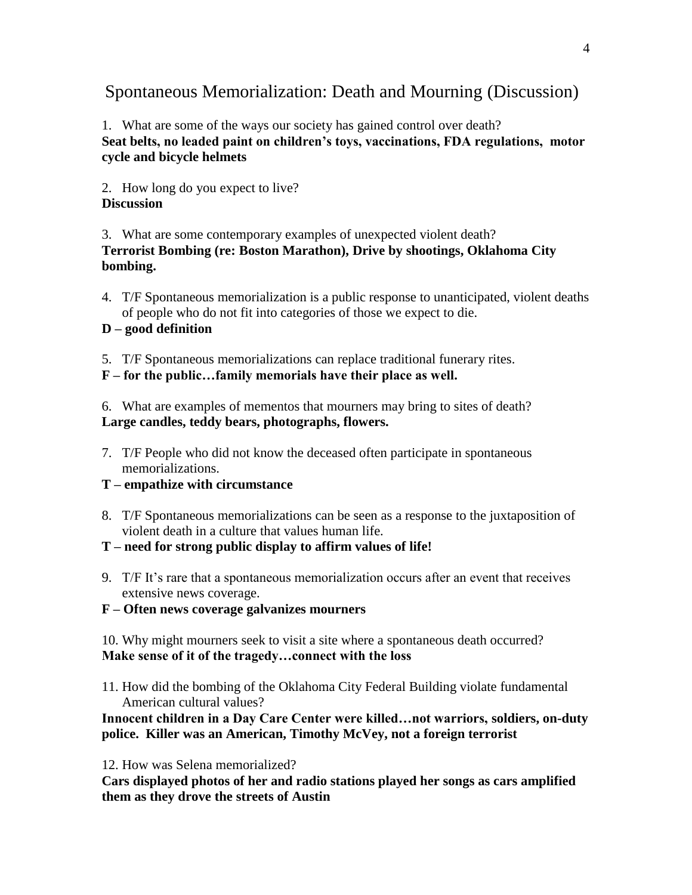# Spontaneous Memorialization: Death and Mourning (Discussion)

1. What are some of the ways our society has gained control over death?
**Seat belts, no leaded paint on children's toys, vaccinations, FDA regulations, motor cycle and bicycle helmets**

2. How long do you expect to live?
**Discussion**

3. What are some contemporary examples of unexpected violent death?
**Terrorist Bombing (re: Boston Marathon), Drive by shootings, Oklahoma City bombing.**

4. T/F Spontaneous memorialization is a public response to unanticipated, violent deaths of people who do not fit into categories of those we expect to die.
**D – good definition**

5. T/F Spontaneous memorializations can replace traditional funerary rites.
**F – for the public…family memorials have their place as well.**

6. What are examples of mementos that mourners may bring to sites of death?
**Large candles, teddy bears, photographs, flowers.**

7. T/F People who did not know the deceased often participate in spontaneous memorializations.
**T – empathize with circumstance**

8. T/F Spontaneous memorializations can be seen as a response to the juxtaposition of violent death in a culture that values human life.
**T – need for strong public display to affirm values of life!**

9. T/F It's rare that a spontaneous memorialization occurs after an event that receives extensive news coverage.
**F – Often news coverage galvanizes mourners**

10. Why might mourners seek to visit a site where a spontaneous death occurred?
**Make sense of it of the tragedy…connect with the loss**

11. How did the bombing of the Oklahoma City Federal Building violate fundamental American cultural values?
**Innocent children in a Day Care Center were killed…not warriors, soldiers, on-duty police. Killer was an American, Timothy McVey, not a foreign terrorist**

12. How was Selena memorialized?
**Cars displayed photos of her and radio stations played her songs as cars amplified them as they drove the streets of Austin**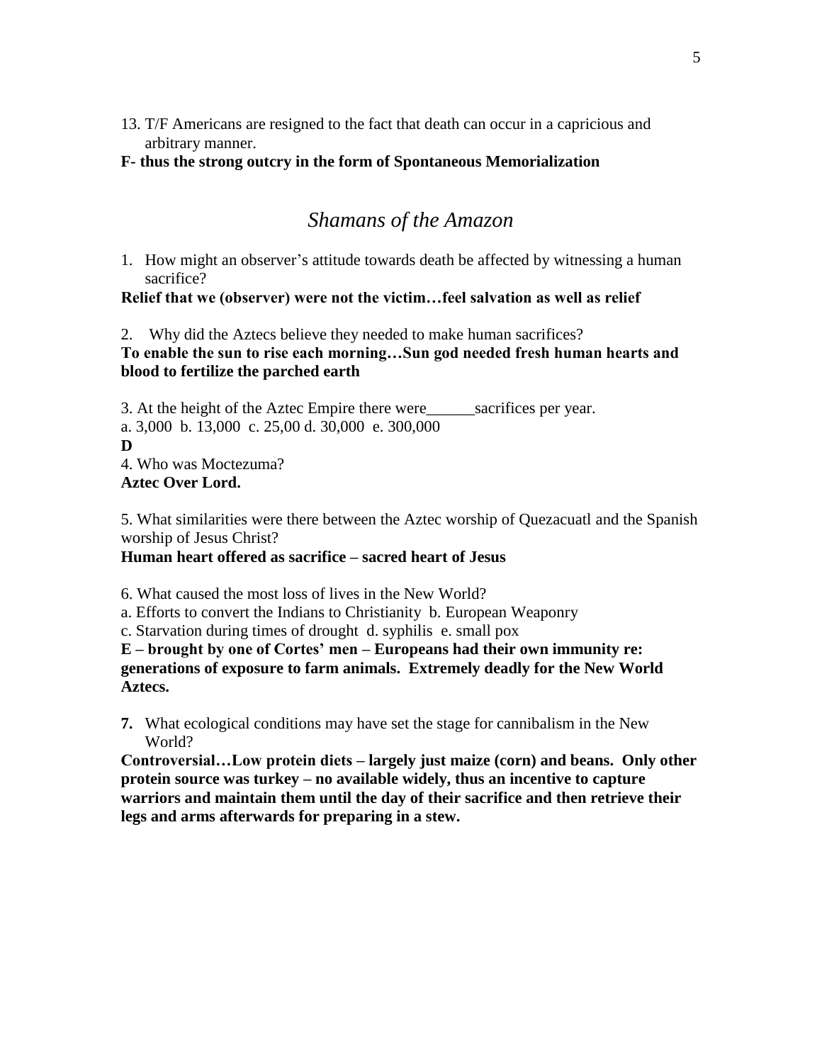13. T/F Americans are resigned to the fact that death can occur in a capricious and arbitrary manner.

**F- thus the strong outcry in the form of Spontaneous Memorialization**

## *Shamans of the Amazon*

1. How might an observer's attitude towards death be affected by witnessing a human sacrifice?

**Relief that we (observer) were not the victim…feel salvation as well as relief**

2. Why did the Aztecs believe they needed to make human sacrifices?

**To enable the sun to rise each morning…Sun god needed fresh human hearts and blood to fertilize the parched earth**

3. At the height of the Aztec Empire there were______sacrifices per year.

a. 3,000 b. 13,000 c. 25,00 d. 30,000 e. 300,000

**D**

4. Who was Moctezuma?

**Aztec Over Lord.**

5. What similarities were there between the Aztec worship of Quezacuatl and the Spanish worship of Jesus Christ?

**Human heart offered as sacrifice – sacred heart of Jesus**

6. What caused the most loss of lives in the New World?

a. Efforts to convert the Indians to Christianity b. European Weaponry
c. Starvation during times of drought d. syphilis e. small pox

**E – brought by one of Cortes' men – Europeans had their own immunity re: generations of exposure to farm animals. Extremely deadly for the New World Aztecs.**

**7.** What ecological conditions may have set the stage for cannibalism in the New World?

**Controversial…Low protein diets – largely just maize (corn) and beans. Only other protein source was turkey – no available widely, thus an incentive to capture warriors and maintain them until the day of their sacrifice and then retrieve their legs and arms afterwards for preparing in a stew.**